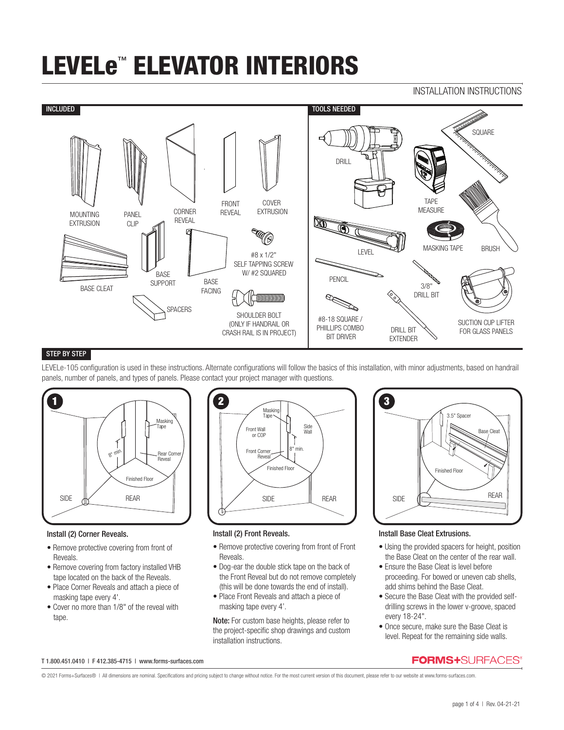# LEVELe™ ELEVATOR INTERIORS

INSTALLATION INSTRUCTIONS

## INCLUDED

- MOUNTING EXTRUSION
- PANEL CLIP
- CORNER REVEAL
- FRONT REVEAL
- COVER EXTRUSION
- BASE CLEAT
- BASE SUPPORT
- BASE FACING
- #8 x 1/2" SELF TAPPING SCREW W/ #2 SQUARED
- SPACERS
- SHOULDER BOLT (ONLY IF HANDRAIL OR CRASH RAIL IS IN PROJECT)

## TOOLS NEEDED

- DRILL
- SQUARE
- TAPE MEASURE
- LEVEL
- MASKING TAPE
- BRUSH
- PENCIL
- 3/8" DRILL BIT
- #8-18 SQUARE / PHIILLIPS COMBO BIT DRIVER
- DRILL BIT EXTENDER
- SUCTION CUP LIFTER FOR GLASS PANELS

## STEP BY STEP

LEVELe-105 configuration is used in these instructions. Alternate configurations will follow the basics of this installation, with minor adjustments, based on handrail panels, number of panels, and types of panels. Please contact your project manager with questions.

### 1

Masking Tape, 8" min., Rear Corner Reveal, Finished Floor, SIDE, REAR

**Install (2) Corner Reveals.**

- Remove protective covering from front of Reveals.
- Remove covering from factory installed VHB tape located on the back of the Reveals.
- Place Corner Reveals and attach a piece of masking tape every 4'.
- Cover no more than 1/8" of the reveal with tape.

### 2

Masking Tape, Front Wall or COP, Side Wall, Front Corner Reveal, 8" min., Finished Floor, SIDE, REAR

**Install (2) Front Reveals.**

- Remove protective covering from front of Front Reveals.
- Dog-ear the double stick tape on the back of the Front Reveal but do not remove completely (this will be done towards the end of install).
- Place Front Reveals and attach a piece of masking tape every 4'.

**Note:** For custom base heights, please refer to the project-specific shop drawings and custom installation instructions.

### 3

3.5" Spacer, Base Cleat, Finished Floor, SIDE, REAR

**Install Base Cleat Extrusions.**

- Using the provided spacers for height, position the Base Cleat on the center of the rear wall.
- Ensure the Base Cleat is level before proceeding. For bowed or uneven cab shells, add shims behind the Base Cleat.
- Secure the Base Cleat with the provided self-drilling screws in the lower v-groove, spaced every 18-24".
- Once secure, make sure the Base Cleat is level. Repeat for the remaining side walls.

T 1.800.451.0410 | F 412.385-4715 | www.forms-surfaces.com

FORMS+SURFACES®

© 2021 Forms+Surfaces® | All dimensions are nominal. Specifications and pricing subject to change without notice. For the most current version of this document, please refer to our website at www.forms-surfaces.com.

Rev. 04-21-21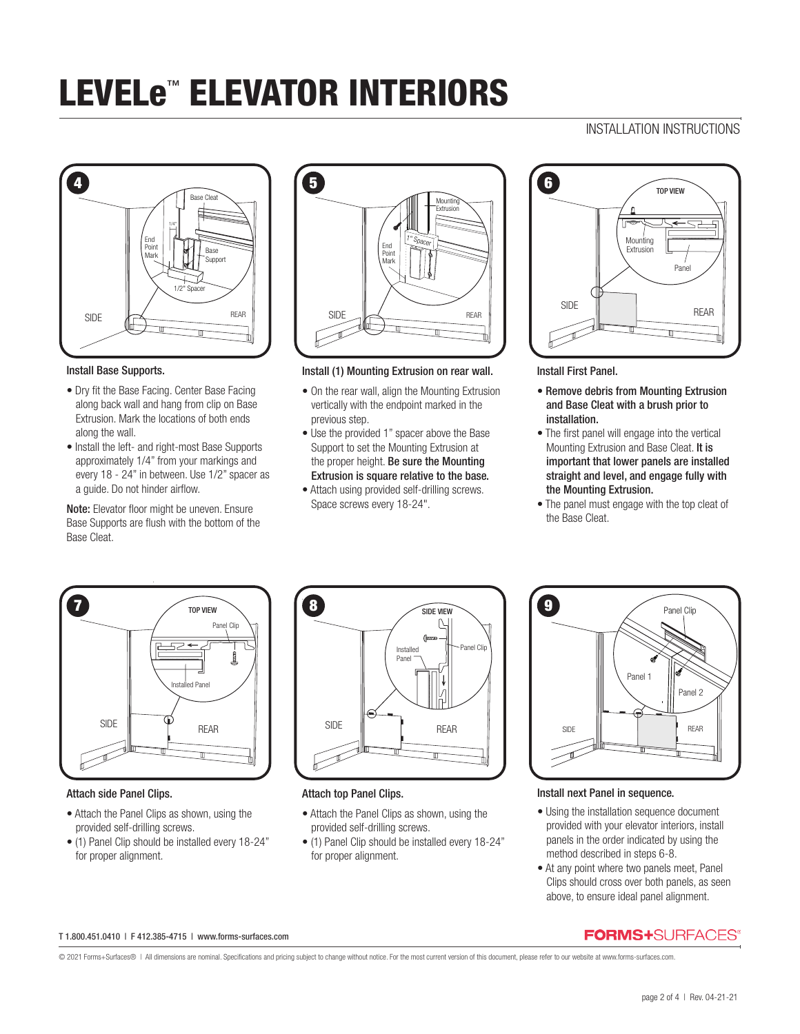# LEVELe™ ELEVATOR INTERIORS

INSTALLATION INSTRUCTIONS

### 4

**Install Base Supports.**

- Dry fit the Base Facing. Center Base Facing along back wall and hang from clip on Base Extrusion. Mark the locations of both ends along the wall.
- Install the left- and right-most Base Supports approximately 1/4" from your markings and every 18 - 24" in between. Use 1/2" spacer as a guide. Do not hinder airflow.

**Note:** Elevator floor might be uneven. Ensure Base Supports are flush with the bottom of the Base Cleat.

### 5

**Install (1) Mounting Extrusion on rear wall.**

- On the rear wall, align the Mounting Extrusion vertically with the endpoint marked in the previous step.
- Use the provided 1" spacer above the Base Support to set the Mounting Extrusion at the proper height. **Be sure the Mounting Extrusion is square relative to the base.**
- Attach using provided self-drilling screws. Space screws every 18-24".

### 6

**Install First Panel.**

- **Remove debris from Mounting Extrusion and Base Cleat with a brush prior to installation.**
- The first panel will engage into the vertical Mounting Extrusion and Base Cleat. **It is important that lower panels are installed straight and level, and engage fully with the Mounting Extrusion.**
- The panel must engage with the top cleat of the Base Cleat.

### 7

**Attach side Panel Clips.**

- Attach the Panel Clips as shown, using the provided self-drilling screws.
- (1) Panel Clip should be installed every 18-24" for proper alignment.

### 8

**Attach top Panel Clips.**

- Attach the Panel Clips as shown, using the provided self-drilling screws.
- (1) Panel Clip should be installed every 18-24" for proper alignment.

### 9

**Install next Panel in sequence.**

- Using the installation sequence document provided with your elevator interiors, install panels in the order indicated by using the method described in steps 6-8.
- At any point where two panels meet, Panel Clips should cross over both panels, as seen above, to ensure ideal panel alignment.

T 1.800.451.0410 | F 412.385-4715 | www.forms-surfaces.com

FORMS+SURFACES®

© 2021 Forms+Surfaces® | All dimensions are nominal. Specifications and pricing subject to change without notice. For the most current version of this document, please refer to our website at www.forms-surfaces.com.

Rev. 04-21-21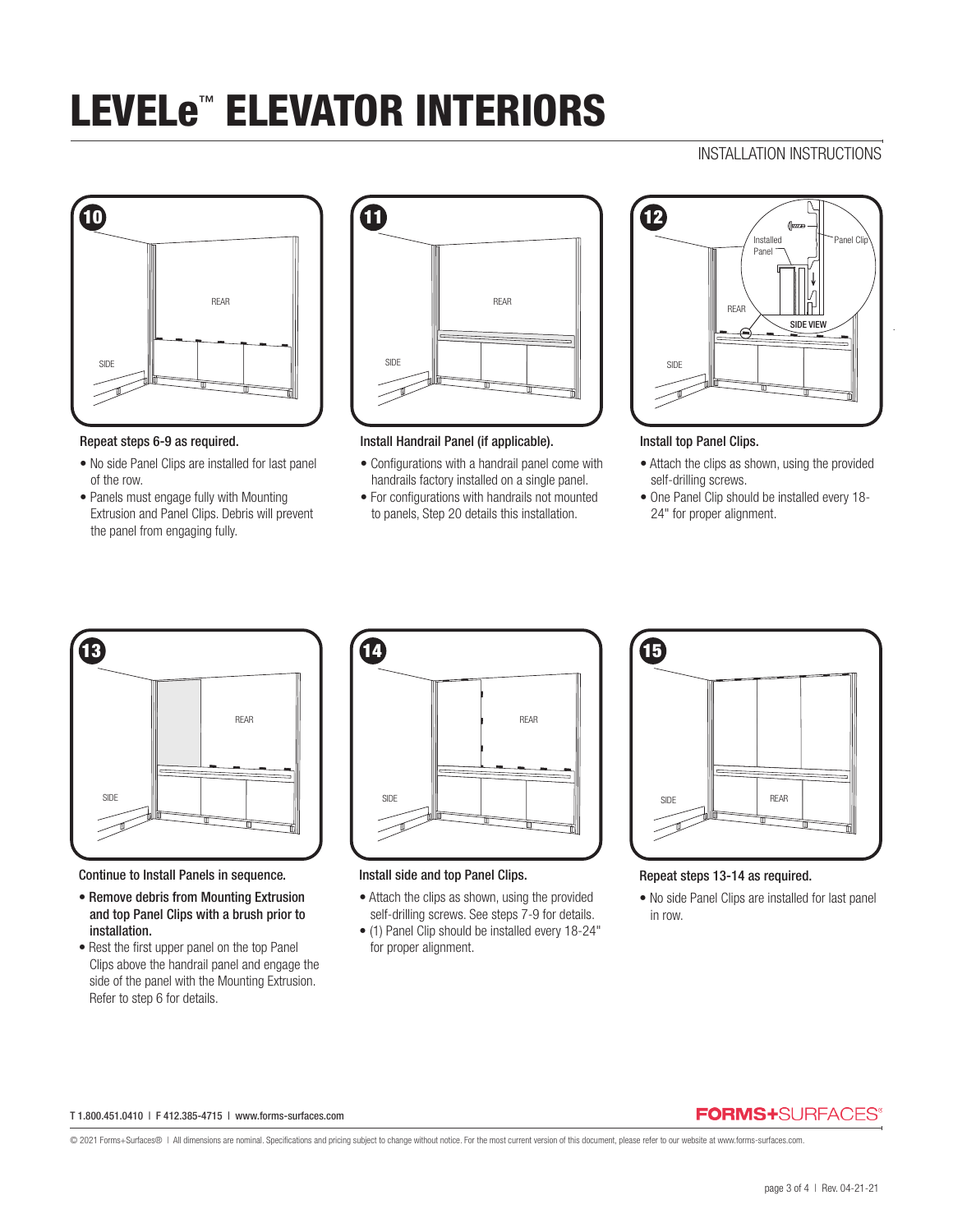# LEVELe™ ELEVATOR INTERIORS

INSTALLATION INSTRUCTIONS

**10**

Repeat steps 6-9 as required.

- No side Panel Clips are installed for last panel of the row.
- Panels must engage fully with Mounting Extrusion and Panel Clips. Debris will prevent the panel from engaging fully.

**11**

Install Handrail Panel (if applicable).

- Configurations with a handrail panel come with handrails factory installed on a single panel.
- For configurations with handrails not mounted to panels, Step 20 details this installation.

**12**

Install top Panel Clips.

- Attach the clips as shown, using the provided self-drilling screws.
- One Panel Clip should be installed every 18-24" for proper alignment.

**13**

Continue to Install Panels in sequence.

- **Remove debris from Mounting Extrusion and top Panel Clips with a brush prior to installation.**
- Rest the first upper panel on the top Panel Clips above the handrail panel and engage the side of the panel with the Mounting Extrusion. Refer to step 6 for details.

**14**

Install side and top Panel Clips.

- Attach the clips as shown, using the provided self-drilling screws. See steps 7-9 for details.
- (1) Panel Clip should be installed every 18-24" for proper alignment.

**15**

Repeat steps 13-14 as required.

- No side Panel Clips are installed for last panel in row.

T 1.800.451.0410 | F 412.385-4715 | www.forms-surfaces.com

FORMS+SURFACES®

© 2021 Forms+Surfaces® | All dimensions are nominal. Specifications and pricing subject to change without notice. For the most current version of this document, please refer to our website at www.forms-surfaces.com.

Rev. 04-21-21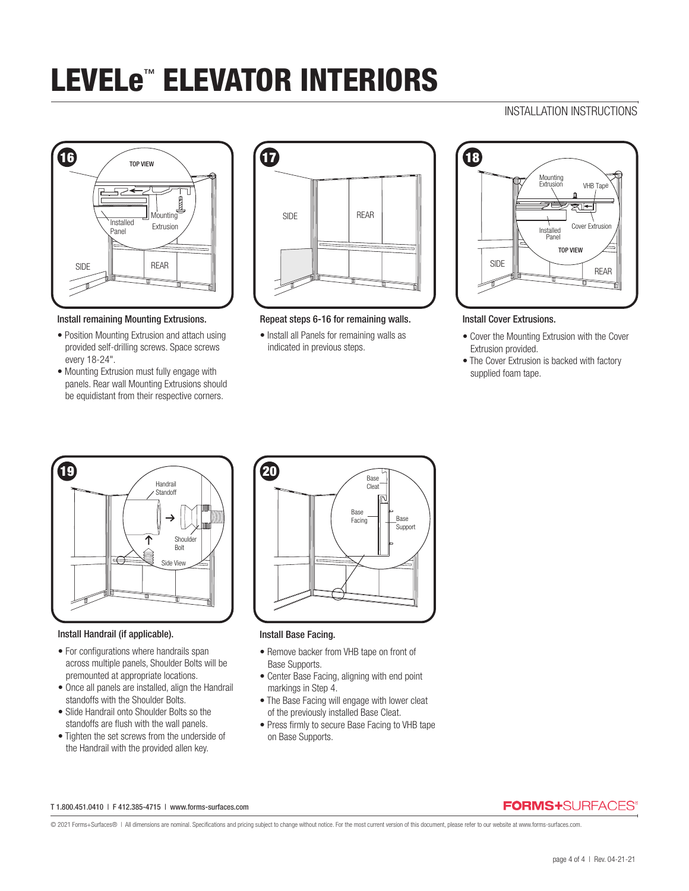# LEVELe™ ELEVATOR INTERIORS

INSTALLATION INSTRUCTIONS

16

TOP VIEW
Installed Panel
Mounting Extrusion
SIDE
REAR

**Install remaining Mounting Extrusions.**

- Position Mounting Extrusion and attach using provided self-drilling screws. Space screws every 18-24".
- Mounting Extrusion must fully engage with panels. Rear wall Mounting Extrusions should be equidistant from their respective corners.

17

SIDE
REAR

**Repeat steps 6-16 for remaining walls.**

- Install all Panels for remaining walls as indicated in previous steps.

18

Mounting Extrusion
VHB Tape
Installed Panel
Cover Extrusion
TOP VIEW
SIDE
REAR

**Install Cover Extrusions.**

- Cover the Mounting Extrusion with the Cover Extrusion provided.
- The Cover Extrusion is backed with factory supplied foam tape.

19

Handrail Standoff
Shoulder Bolt
Side View

**Install Handrail (if applicable).**

- For configurations where handrails span across multiple panels, Shoulder Bolts will be premounted at appropriate locations.
- Once all panels are installed, align the Handrail standoffs with the Shoulder Bolts.
- Slide Handrail onto Shoulder Bolts so the standoffs are flush with the wall panels.
- Tighten the set screws from the underside of the Handrail with the provided allen key.

20

Base Cleat
Base Facing
Base Support

**Install Base Facing.**

- Remove backer from VHB tape on front of Base Supports.
- Center Base Facing, aligning with end point markings in Step 4.
- The Base Facing will engage with lower cleat of the previously installed Base Cleat.
- Press firmly to secure Base Facing to VHB tape on Base Supports.

T 1.800.451.0410 | F 412.385-4715 | www.forms-surfaces.com

FORMS+SURFACES®

© 2021 Forms+Surfaces® | All dimensions are nominal. Specifications and pricing subject to change without notice. For the most current version of this document, please refer to our website at www.forms-surfaces.com.

Rev. 04-21-21